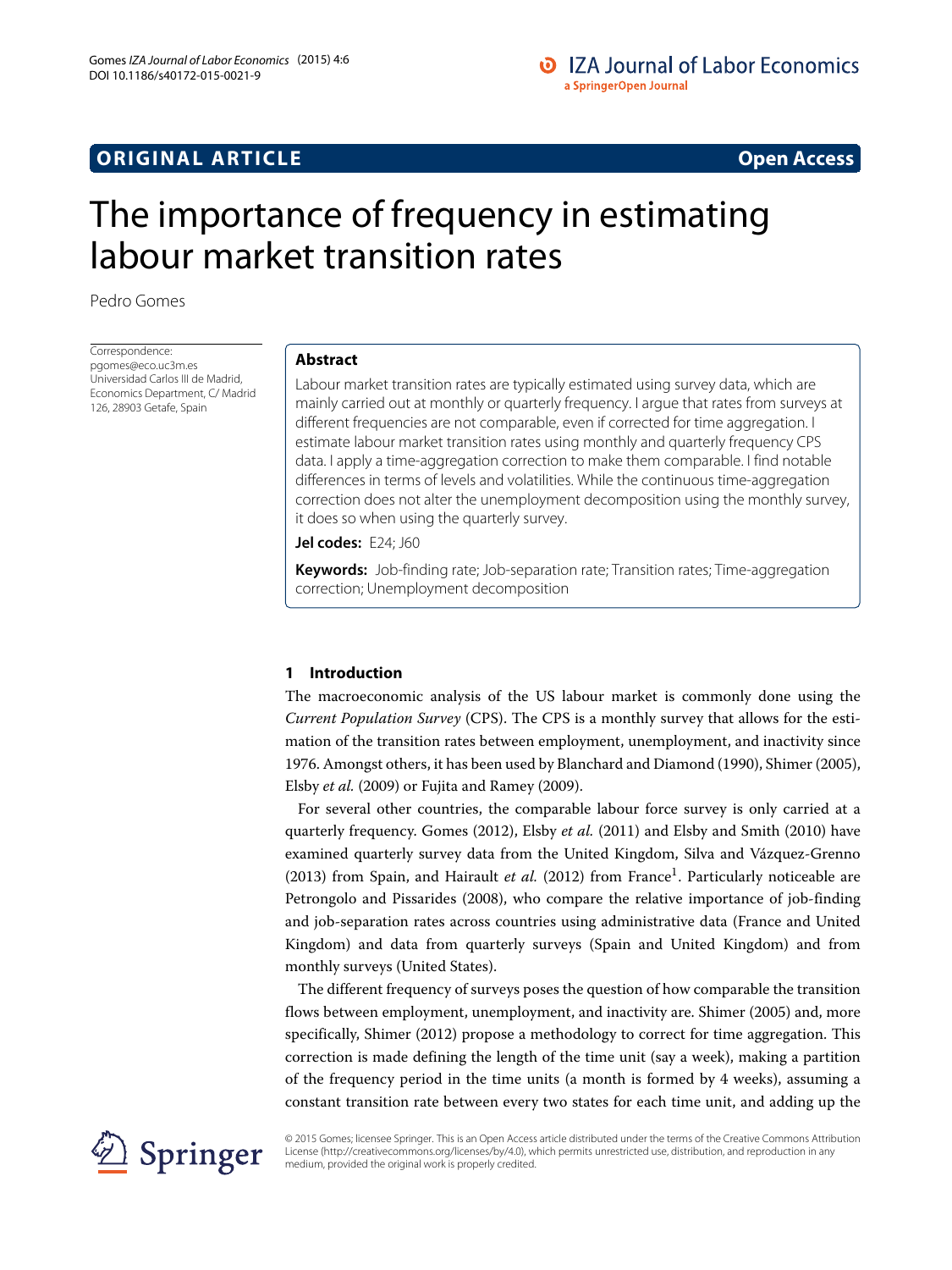ORIGINAL ARTICLE

Open Access

# The importance of frequency in estimating labour market transition rates

Pedro Gomes

Correspondence: pgomes@eco.uc3m.es
Universidad Carlos III de Madrid, Economics Department, C/ Madrid 126, 28903 Getafe, Spain

## Abstract

Labour market transition rates are typically estimated using survey data, which are mainly carried out at monthly or quarterly frequency. I argue that rates from surveys at different frequencies are not comparable, even if corrected for time aggregation. I estimate labour market transition rates using monthly and quarterly frequency CPS data. I apply a time-aggregation correction to make them comparable. I find notable differences in terms of levels and volatilities. While the continuous time-aggregation correction does not alter the unemployment decomposition using the monthly survey, it does so when using the quarterly survey.

**Jel codes:** E24; J60

**Keywords:** Job-finding rate; Job-separation rate; Transition rates; Time-aggregation correction; Unemployment decomposition

## 1 Introduction

The macroeconomic analysis of the US labour market is commonly done using the *Current Population Survey* (CPS). The CPS is a monthly survey that allows for the estimation of the transition rates between employment, unemployment, and inactivity since 1976. Amongst others, it has been used by Blanchard and Diamond (1990), Shimer (2005), Elsby *et al.* (2009) or Fujita and Ramey (2009).

For several other countries, the comparable labour force survey is only carried at a quarterly frequency. Gomes (2012), Elsby *et al.* (2011) and Elsby and Smith (2010) have examined quarterly survey data from the United Kingdom, Silva and Vázquez-Grenno (2013) from Spain, and Hairault *et al.* (2012) from France[1]. Particularly noticeable are Petrongolo and Pissarides (2008), who compare the relative importance of job-finding and job-separation rates across countries using administrative data (France and United Kingdom) and data from quarterly surveys (Spain and United Kingdom) and from monthly surveys (United States).

The different frequency of surveys poses the question of how comparable the transition flows between employment, unemployment, and inactivity are. Shimer (2005) and, more specifically, Shimer (2012) propose a methodology to correct for time aggregation. This correction is made defining the length of the time unit (say a week), making a partition of the frequency period in the time units (a month is formed by 4 weeks), assuming a constant transition rate between every two states for each time unit, and adding up the

© 2015 Gomes; licensee Springer. This is an Open Access article distributed under the terms of the Creative Commons Attribution License (http://creativecommons.org/licenses/by/4.0), which permits unrestricted use, distribution, and reproduction in any medium, provided the original work is properly credited.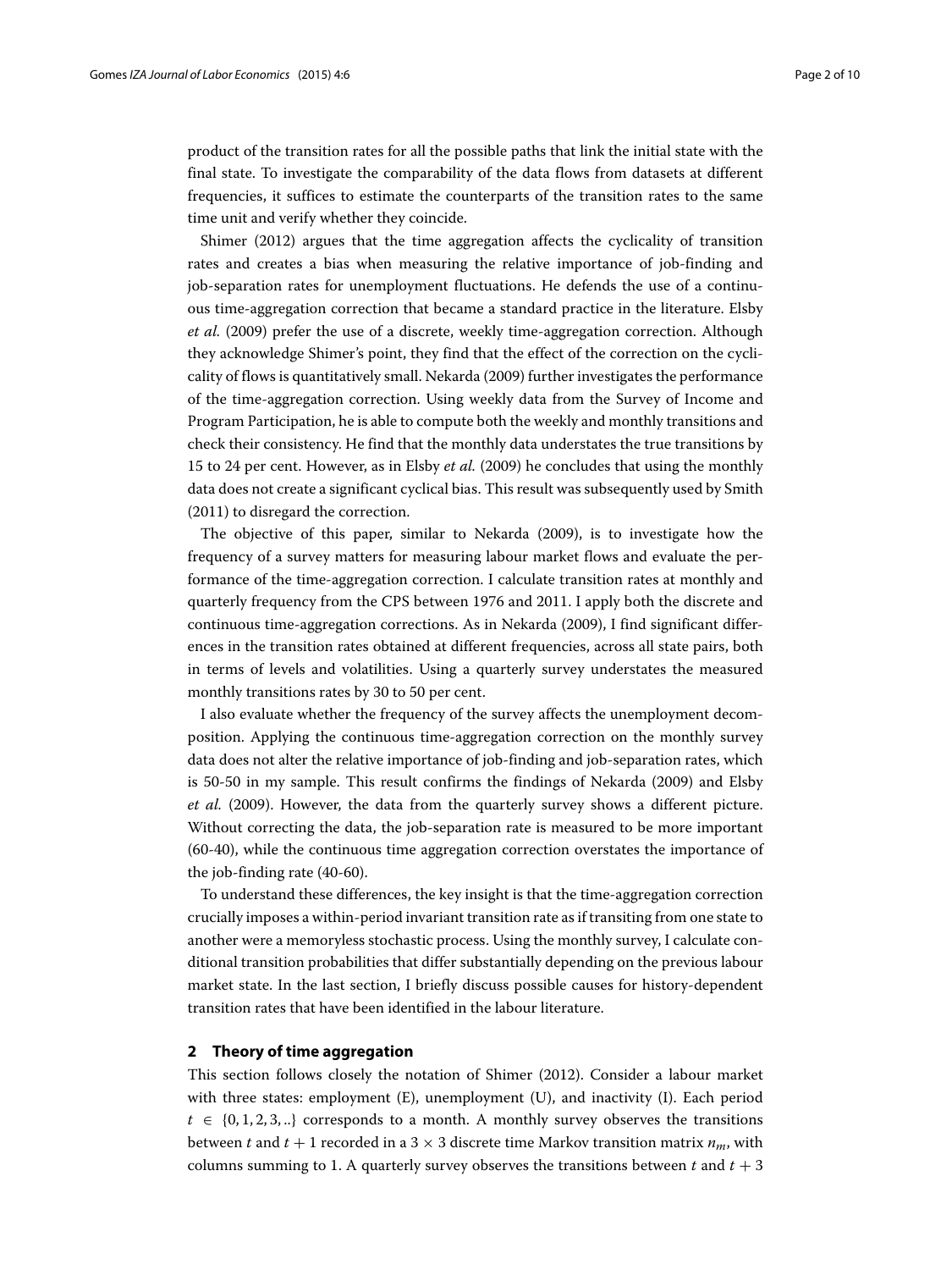product of the transition rates for all the possible paths that link the initial state with the final state. To investigate the comparability of the data flows from datasets at different frequencies, it suffices to estimate the counterparts of the transition rates to the same time unit and verify whether they coincide.

Shimer (2012) argues that the time aggregation affects the cyclicality of transition rates and creates a bias when measuring the relative importance of job-finding and job-separation rates for unemployment fluctuations. He defends the use of a continuous time-aggregation correction that became a standard practice in the literature. Elsby *et al.* (2009) prefer the use of a discrete, weekly time-aggregation correction. Although they acknowledge Shimer's point, they find that the effect of the correction on the cyclicality of flows is quantitatively small. Nekarda (2009) further investigates the performance of the time-aggregation correction. Using weekly data from the Survey of Income and Program Participation, he is able to compute both the weekly and monthly transitions and check their consistency. He find that the monthly data understates the true transitions by 15 to 24 per cent. However, as in Elsby *et al.* (2009) he concludes that using the monthly data does not create a significant cyclical bias. This result was subsequently used by Smith (2011) to disregard the correction.

The objective of this paper, similar to Nekarda (2009), is to investigate how the frequency of a survey matters for measuring labour market flows and evaluate the performance of the time-aggregation correction. I calculate transition rates at monthly and quarterly frequency from the CPS between 1976 and 2011. I apply both the discrete and continuous time-aggregation corrections. As in Nekarda (2009), I find significant differences in the transition rates obtained at different frequencies, across all state pairs, both in terms of levels and volatilities. Using a quarterly survey understates the measured monthly transitions rates by 30 to 50 per cent.

I also evaluate whether the frequency of the survey affects the unemployment decomposition. Applying the continuous time-aggregation correction on the monthly survey data does not alter the relative importance of job-finding and job-separation rates, which is 50-50 in my sample. This result confirms the findings of Nekarda (2009) and Elsby *et al.* (2009). However, the data from the quarterly survey shows a different picture. Without correcting the data, the job-separation rate is measured to be more important (60-40), while the continuous time aggregation correction overstates the importance of the job-finding rate (40-60).

To understand these differences, the key insight is that the time-aggregation correction crucially imposes a within-period invariant transition rate as if transiting from one state to another were a memoryless stochastic process. Using the monthly survey, I calculate conditional transition probabilities that differ substantially depending on the previous labour market state. In the last section, I briefly discuss possible causes for history-dependent transition rates that have been identified in the labour literature.

## 2 Theory of time aggregation

This section follows closely the notation of Shimer (2012). Consider a labour market with three states: employment (E), unemployment (U), and inactivity (I). Each period $t \in \{0, 1, 2, 3, ..\}$ corresponds to a month. A monthly survey observes the transitions between $t$ and $t+1$ recorded in a $3 \times 3$ discrete time Markov transition matrix $n_m$, with columns summing to 1. A quarterly survey observes the transitions between $t$ and $t+3$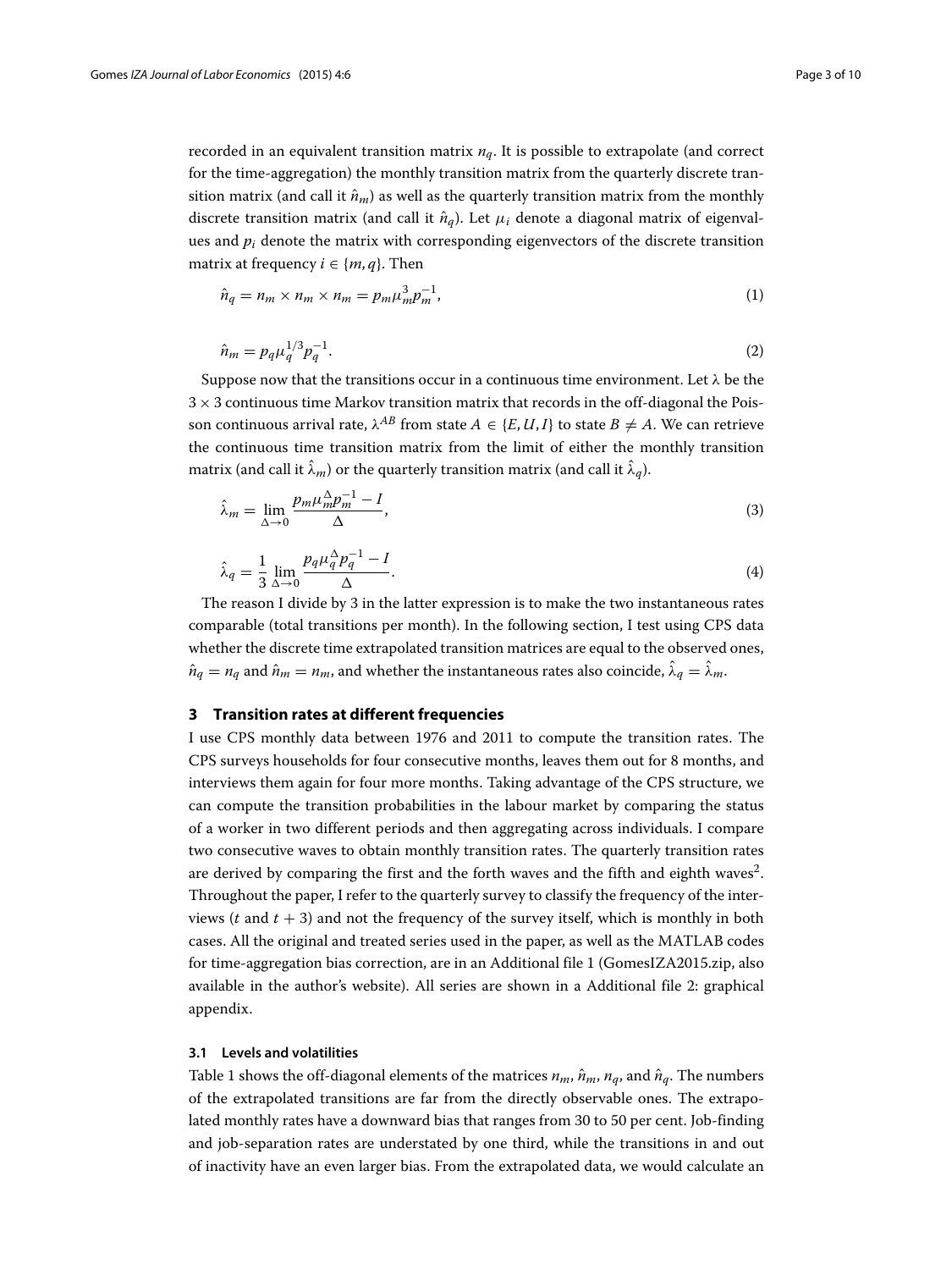recorded in an equivalent transition matrix $n_q$. It is possible to extrapolate (and correct for the time-aggregation) the monthly transition matrix from the quarterly discrete transition matrix (and call it $\hat{n}_m$) as well as the quarterly transition matrix from the monthly discrete transition matrix (and call it $\hat{n}_q$). Let $\mu_i$ denote a diagonal matrix of eigenvalues and $p_i$ denote the matrix with corresponding eigenvectors of the discrete transition matrix at frequency $i \in \{m, q\}$. Then

$$\hat{n}_q = n_m \times n_m \times n_m = p_m \mu_m^3 p_m^{-1}, \tag{1}$$

$$\hat{n}_m = p_q \mu_q^{1/3} p_q^{-1}. \tag{2}$$

Suppose now that the transitions occur in a continuous time environment. Let $\lambda$ be the $3 \times 3$ continuous time Markov transition matrix that records in the off-diagonal the Poisson continuous arrival rate, $\lambda^{AB}$ from state $A \in \{E, U, I\}$ to state $B \neq A$. We can retrieve the continuous time transition matrix from the limit of either the monthly transition matrix (and call it $\hat{\lambda}_m$) or the quarterly transition matrix (and call it $\hat{\lambda}_q$).

$$\hat{\lambda}_m = \lim_{\Delta \to 0} \frac{p_m \mu_m^{\Delta} p_m^{-1} - I}{\Delta}, \tag{3}$$

$$\hat{\lambda}_q = \frac{1}{3} \lim_{\Delta \to 0} \frac{p_q \mu_q^{\Delta} p_q^{-1} - I}{\Delta}. \tag{4}$$

The reason I divide by 3 in the latter expression is to make the two instantaneous rates comparable (total transitions per month). In the following section, I test using CPS data whether the discrete time extrapolated transition matrices are equal to the observed ones, $\hat{n}_q = n_q$ and $\hat{n}_m = n_m$, and whether the instantaneous rates also coincide, $\hat{\lambda}_q = \hat{\lambda}_m$.

## 3 Transition rates at different frequencies

I use CPS monthly data between 1976 and 2011 to compute the transition rates. The CPS surveys households for four consecutive months, leaves them out for 8 months, and interviews them again for four more months. Taking advantage of the CPS structure, we can compute the transition probabilities in the labour market by comparing the status of a worker in two different periods and then aggregating across individuals. I compare two consecutive waves to obtain monthly transition rates. The quarterly transition rates are derived by comparing the first and the forth waves and the fifth and eighth waves[2]. Throughout the paper, I refer to the quarterly survey to classify the frequency of the interviews ($t$ and $t + 3$) and not the frequency of the survey itself, which is monthly in both cases. All the original and treated series used in the paper, as well as the MATLAB codes for time-aggregation bias correction, are in an Additional file 1 (GomesIZA2015.zip, also available in the author's website). All series are shown in a Additional file 2: graphical appendix.

### 3.1 Levels and volatilities

Table 1 shows the off-diagonal elements of the matrices $n_m$, $\hat{n}_m$, $n_q$, and $\hat{n}_q$. The numbers of the extrapolated transitions are far from the directly observable ones. The extrapolated monthly rates have a downward bias that ranges from 30 to 50 per cent. Job-finding and job-separation rates are understated by one third, while the transitions in and out of inactivity have an even larger bias. From the extrapolated data, we would calculate an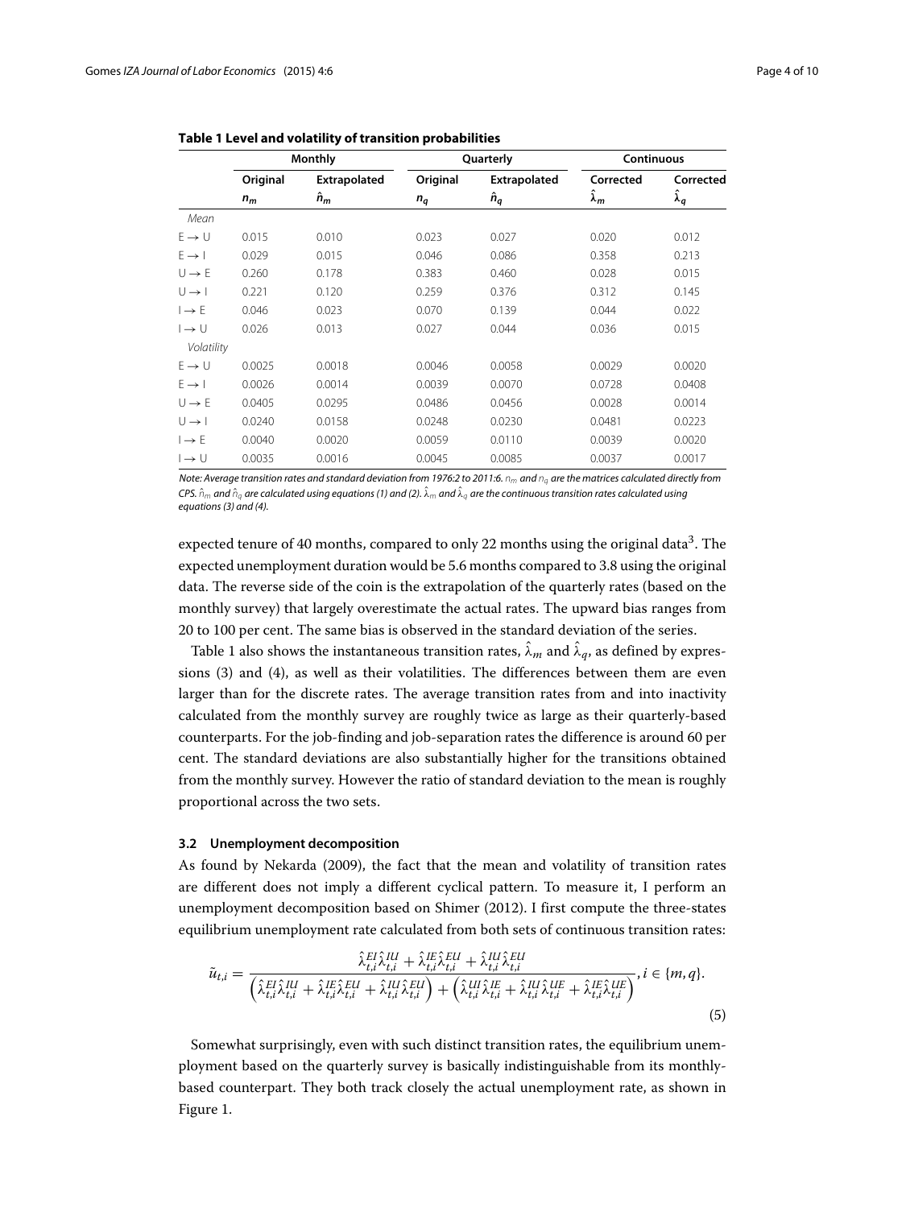**Table 1 Level and volatility of transition probabilities**

| | Monthly | | Quarterly | | Continuous | |
|---|---|---|---|---|---|---|
| | Original | Extrapolated | Original | Extrapolated | Corrected | Corrected |
| | $n_m$ | $\hat{n}_m$ | $n_q$ | $\hat{n}_q$ | $\hat{\lambda}_m$ | $\hat{\lambda}_q$ |
| *Mean* | | | | | | |
| E → U | 0.015 | 0.010 | 0.023 | 0.027 | 0.020 | 0.012 |
| E → I | 0.029 | 0.015 | 0.046 | 0.086 | 0.358 | 0.213 |
| U → E | 0.260 | 0.178 | 0.383 | 0.460 | 0.028 | 0.015 |
| U → I | 0.221 | 0.120 | 0.259 | 0.376 | 0.312 | 0.145 |
| I → E | 0.046 | 0.023 | 0.070 | 0.139 | 0.044 | 0.022 |
| I → U | 0.026 | 0.013 | 0.027 | 0.044 | 0.036 | 0.015 |
| *Volatility* | | | | | | |
| E → U | 0.0025 | 0.0018 | 0.0046 | 0.0058 | 0.0029 | 0.0020 |
| E → I | 0.0026 | 0.0014 | 0.0039 | 0.0070 | 0.0728 | 0.0408 |
| U → E | 0.0405 | 0.0295 | 0.0486 | 0.0456 | 0.0028 | 0.0014 |
| U → I | 0.0240 | 0.0158 | 0.0248 | 0.0230 | 0.0481 | 0.0223 |
| I → E | 0.0040 | 0.0020 | 0.0059 | 0.0110 | 0.0039 | 0.0020 |
| I → U | 0.0035 | 0.0016 | 0.0045 | 0.0085 | 0.0037 | 0.0017 |

*Note: Average transition rates and standard deviation from 1976:2 to 2011:6. $n_m$ and $n_q$ are the matrices calculated directly from CPS. $\hat{n}_m$ and $\hat{n}_q$ are calculated using equations (1) and (2). $\hat{\lambda}_m$ and $\hat{\lambda}_q$ are the continuous transition rates calculated using equations (3) and (4).*

expected tenure of 40 months, compared to only 22 months using the original data[3]. The expected unemployment duration would be 5.6 months compared to 3.8 using the original data. The reverse side of the coin is the extrapolation of the quarterly rates (based on the monthly survey) that largely overestimate the actual rates. The upward bias ranges from 20 to 100 per cent. The same bias is observed in the standard deviation of the series.

Table 1 also shows the instantaneous transition rates, $\hat{\lambda}_m$ and $\hat{\lambda}_q$, as defined by expressions (3) and (4), as well as their volatilities. The differences between them are even larger than for the discrete rates. The average transition rates from and into inactivity calculated from the monthly survey are roughly twice as large as their quarterly-based counterparts. For the job-finding and job-separation rates the difference is around 60 per cent. The standard deviations are also substantially higher for the transitions obtained from the monthly survey. However the ratio of standard deviation to the mean is roughly proportional across the two sets.

### 3.2 Unemployment decomposition

As found by Nekarda (2009), the fact that the mean and volatility of transition rates are different does not imply a different cyclical pattern. To measure it, I perform an unemployment decomposition based on Shimer (2012). I first compute the three-states equilibrium unemployment rate calculated from both sets of continuous transition rates:

$$\tilde{u}_{t,i} = \frac{\hat{\lambda}^{EI}_{t,i}\hat{\lambda}^{IU}_{t,i} + \hat{\lambda}^{IE}_{t,i}\hat{\lambda}^{EU}_{t,i} + \hat{\lambda}^{IU}_{t,i}\hat{\lambda}^{EU}_{t,i}}{\left(\hat{\lambda}^{EI}_{t,i}\hat{\lambda}^{IU}_{t,i} + \hat{\lambda}^{IE}_{t,i}\hat{\lambda}^{EU}_{t,i} + \hat{\lambda}^{IU}_{t,i}\hat{\lambda}^{EU}_{t,i}\right) + \left(\hat{\lambda}^{UI}_{t,i}\hat{\lambda}^{IE}_{t,i} + \hat{\lambda}^{IU}_{t,i}\hat{\lambda}^{UE}_{t,i} + \hat{\lambda}^{IE}_{t,i}\hat{\lambda}^{UE}_{t,i}\right)}, i \in \{m, q\}. \tag{5}$$

Somewhat surprisingly, even with such distinct transition rates, the equilibrium unemployment based on the quarterly survey is basically indistinguishable from its monthly-based counterpart. They both track closely the actual unemployment rate, as shown in Figure 1.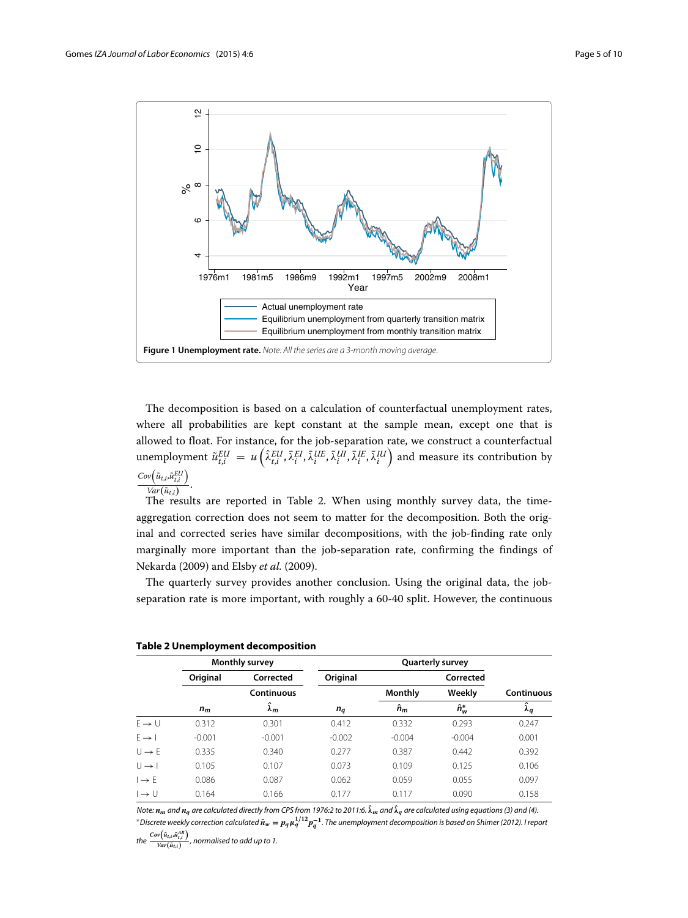**Figure 1 Unemployment rate.** *Note: All the series are a 3-month moving average.*

The decomposition is based on a calculation of counterfactual unemployment rates, where all probabilities are kept constant at the sample mean, except one that is allowed to float. For instance, for the job-separation rate, we construct a counterfactual unemployment $\tilde{u}_{t,i}^{EU} = u\left(\hat{\lambda}_{t,i}^{EU}, \bar{\lambda}_i^{EI}, \bar{\lambda}_i^{UE}, \bar{\lambda}_i^{UI}, \bar{\lambda}_i^{IE}, \bar{\lambda}_i^{IU}\right)$ and measure its contribution by $\frac{Cov\left(\tilde{u}_{t,i}, \tilde{u}_{t,i}^{EU}\right)}{Var(\tilde{u}_{t,i})}$.

The results are reported in Table 2. When using monthly survey data, the time-aggregation correction does not seem to matter for the decomposition. Both the original and corrected series have similar decompositions, with the job-finding rate only marginally more important than the job-separation rate, confirming the findings of Nekarda (2009) and Elsby *et al.* (2009).

The quarterly survey provides another conclusion. Using the original data, the job-separation rate is more important, with roughly a 60-40 split. However, the continuous

**Table 2 Unemployment decomposition**

| | Monthly survey | | Quarterly survey | | | |
|---|---|---|---|---|---|---|
| | Original | Corrected | Original | Corrected | | |
| | | Continuous | | Monthly | Weekly | Continuous |
| | $n_m$ | $\hat{\lambda}_m$ | $n_q$ | $\hat{n}_m$ | $\hat{n}_w^*$ | $\hat{\lambda}_q$ |
| E → U | 0.312 | 0.301 | 0.412 | 0.332 | 0.293 | 0.247 |
| E → I | -0.001 | -0.001 | -0.002 | -0.004 | -0.004 | 0.001 |
| U → E | 0.335 | 0.340 | 0.277 | 0.387 | 0.442 | 0.392 |
| U → I | 0.105 | 0.107 | 0.073 | 0.109 | 0.125 | 0.106 |
| I → E | 0.086 | 0.087 | 0.062 | 0.059 | 0.055 | 0.097 |
| I → U | 0.164 | 0.166 | 0.177 | 0.117 | 0.090 | 0.158 |

*Note: $n_m$ and $n_q$ are calculated directly from CPS from 1976:2 to 2011:6. $\hat{\lambda}_m$ and $\hat{\lambda}_q$ are calculated using equations (3) and (4).*
*\*Discrete weekly correction calculated $\hat{n}_w = p_q \mu_q^{1/12} p_q^{-1}$. The unemployment decomposition is based on Shimer (2012). I report the $\frac{Cov\left(\tilde{u}_{t,i}, \tilde{u}_{t,i}^{AB}\right)}{Var(\tilde{u}_{t,i})}$, normalised to add up to 1.*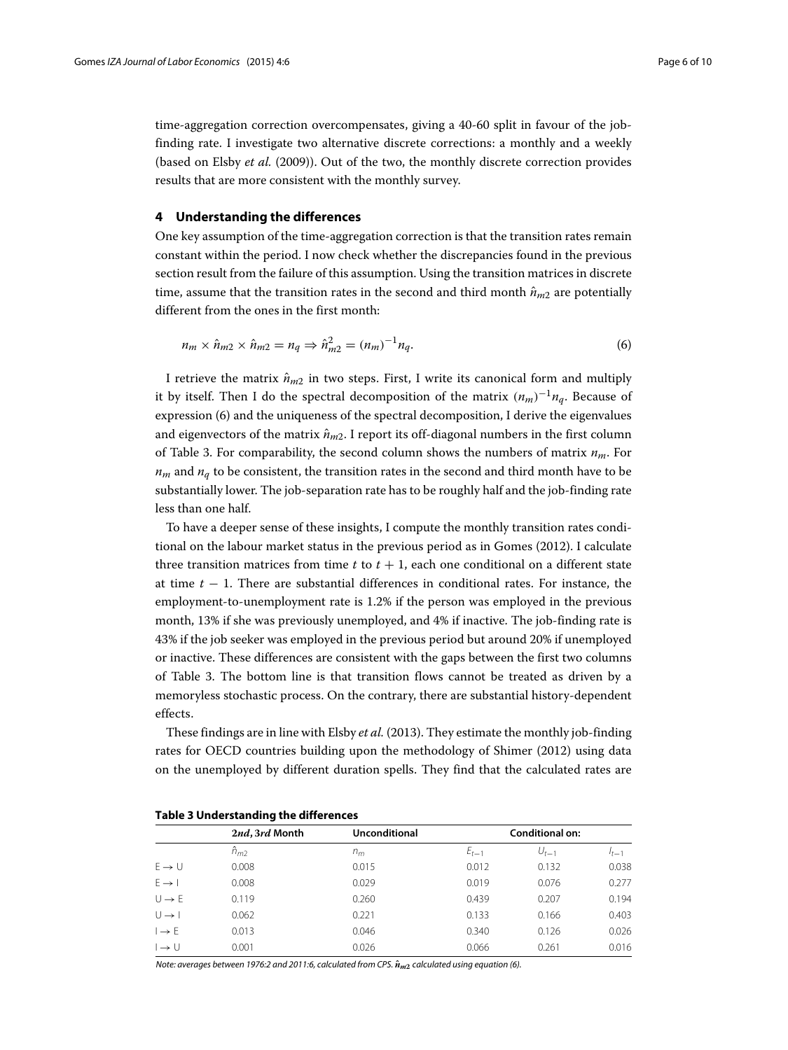time-aggregation correction overcompensates, giving a 40-60 split in favour of the job-finding rate. I investigate two alternative discrete corrections: a monthly and a weekly (based on Elsby *et al.* (2009)). Out of the two, the monthly discrete correction provides results that are more consistent with the monthly survey.

## 4 Understanding the differences

One key assumption of the time-aggregation correction is that the transition rates remain constant within the period. I now check whether the discrepancies found in the previous section result from the failure of this assumption. Using the transition matrices in discrete time, assume that the transition rates in the second and third month $\hat{n}_{m2}$ are potentially different from the ones in the first month:

$$n_m \times \hat{n}_{m2} \times \hat{n}_{m2} = n_q \Rightarrow \hat{n}_{m2}^2 = (n_m)^{-1} n_q. \tag{6}$$

I retrieve the matrix $\hat{n}_{m2}$ in two steps. First, I write its canonical form and multiply it by itself. Then I do the spectral decomposition of the matrix $(n_m)^{-1}n_q$. Because of expression (6) and the uniqueness of the spectral decomposition, I derive the eigenvalues and eigenvectors of the matrix $\hat{n}_{m2}$. I report its off-diagonal numbers in the first column of Table 3. For comparability, the second column shows the numbers of matrix $n_m$. For $n_m$ and $n_q$ to be consistent, the transition rates in the second and third month have to be substantially lower. The job-separation rate has to be roughly half and the job-finding rate less than one half.

To have a deeper sense of these insights, I compute the monthly transition rates conditional on the labour market status in the previous period as in Gomes (2012). I calculate three transition matrices from time $t$ to $t+1$, each one conditional on a different state at time $t-1$. There are substantial differences in conditional rates. For instance, the employment-to-unemployment rate is 1.2% if the person was employed in the previous month, 13% if she was previously unemployed, and 4% if inactive. The job-finding rate is 43% if the job seeker was employed in the previous period but around 20% if unemployed or inactive. These differences are consistent with the gaps between the first two columns of Table 3. The bottom line is that transition flows cannot be treated as driven by a memoryless stochastic process. On the contrary, there are substantial history-dependent effects.

These findings are in line with Elsby *et al.* (2013). They estimate the monthly job-finding rates for OECD countries building upon the methodology of Shimer (2012) using data on the unemployed by different duration spells. They find that the calculated rates are

**Table 3 Understanding the differences**

| | **2nd, 3rd Month** | **Unconditional** | **Conditional on:** | | |
|---|---|---|---|---|---|
| | $\hat{n}_{m2}$ | $n_m$ | $E_{t-1}$ | $U_{t-1}$ | $I_{t-1}$ |
| E → U | 0.008 | 0.015 | 0.012 | 0.132 | 0.038 |
| E → I | 0.008 | 0.029 | 0.019 | 0.076 | 0.277 |
| U → E | 0.119 | 0.260 | 0.439 | 0.207 | 0.194 |
| U → I | 0.062 | 0.221 | 0.133 | 0.166 | 0.403 |
| I → E | 0.013 | 0.046 | 0.340 | 0.126 | 0.026 |
| I → U | 0.001 | 0.026 | 0.066 | 0.261 | 0.016 |

*Note: averages between 1976:2 and 2011:6, calculated from CPS.* $\hat{n}_{m2}$ *calculated using equation (6).*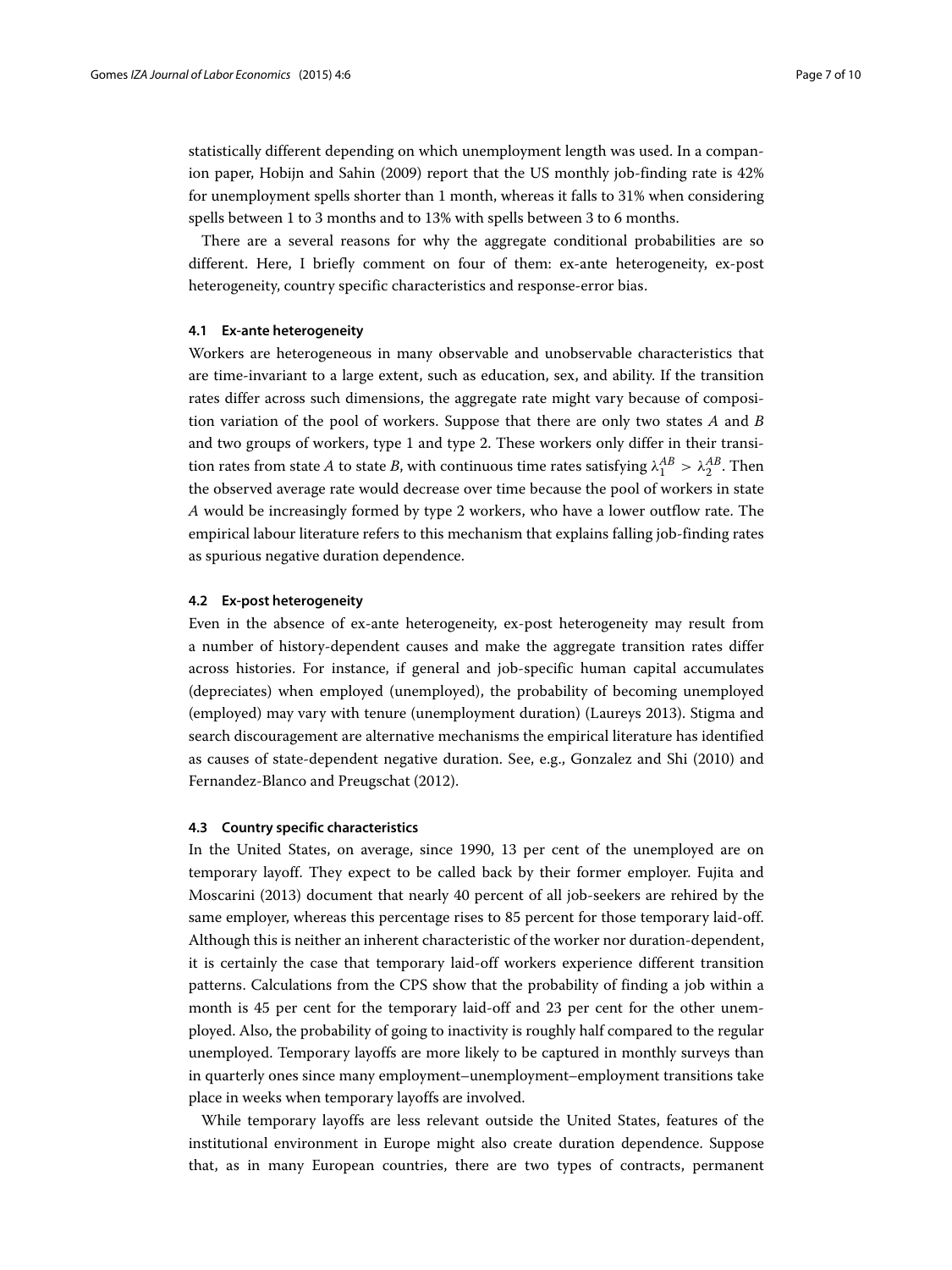statistically different depending on which unemployment length was used. In a companion paper, Hobijn and Sahin (2009) report that the US monthly job-finding rate is 42% for unemployment spells shorter than 1 month, whereas it falls to 31% when considering spells between 1 to 3 months and to 13% with spells between 3 to 6 months.

There are a several reasons for why the aggregate conditional probabilities are so different. Here, I briefly comment on four of them: ex-ante heterogeneity, ex-post heterogeneity, country specific characteristics and response-error bias.

### 4.1 Ex-ante heterogeneity

Workers are heterogeneous in many observable and unobservable characteristics that are time-invariant to a large extent, such as education, sex, and ability. If the transition rates differ across such dimensions, the aggregate rate might vary because of composition variation of the pool of workers. Suppose that there are only two states *A* and *B* and two groups of workers, type 1 and type 2. These workers only differ in their transition rates from state *A* to state *B*, with continuous time rates satisfying $\lambda_1^{AB} > \lambda_2^{AB}$. Then the observed average rate would decrease over time because the pool of workers in state *A* would be increasingly formed by type 2 workers, who have a lower outflow rate. The empirical labour literature refers to this mechanism that explains falling job-finding rates as spurious negative duration dependence.

### 4.2 Ex-post heterogeneity

Even in the absence of ex-ante heterogeneity, ex-post heterogeneity may result from a number of history-dependent causes and make the aggregate transition rates differ across histories. For instance, if general and job-specific human capital accumulates (depreciates) when employed (unemployed), the probability of becoming unemployed (employed) may vary with tenure (unemployment duration) (Laureys 2013). Stigma and search discouragement are alternative mechanisms the empirical literature has identified as causes of state-dependent negative duration. See, e.g., Gonzalez and Shi (2010) and Fernandez-Blanco and Preugschat (2012).

### 4.3 Country specific characteristics

In the United States, on average, since 1990, 13 per cent of the unemployed are on temporary layoff. They expect to be called back by their former employer. Fujita and Moscarini (2013) document that nearly 40 percent of all job-seekers are rehired by the same employer, whereas this percentage rises to 85 percent for those temporary laid-off. Although this is neither an inherent characteristic of the worker nor duration-dependent, it is certainly the case that temporary laid-off workers experience different transition patterns. Calculations from the CPS show that the probability of finding a job within a month is 45 per cent for the temporary laid-off and 23 per cent for the other unemployed. Also, the probability of going to inactivity is roughly half compared to the regular unemployed. Temporary layoffs are more likely to be captured in monthly surveys than in quarterly ones since many employment–unemployment–employment transitions take place in weeks when temporary layoffs are involved.

While temporary layoffs are less relevant outside the United States, features of the institutional environment in Europe might also create duration dependence. Suppose that, as in many European countries, there are two types of contracts, permanent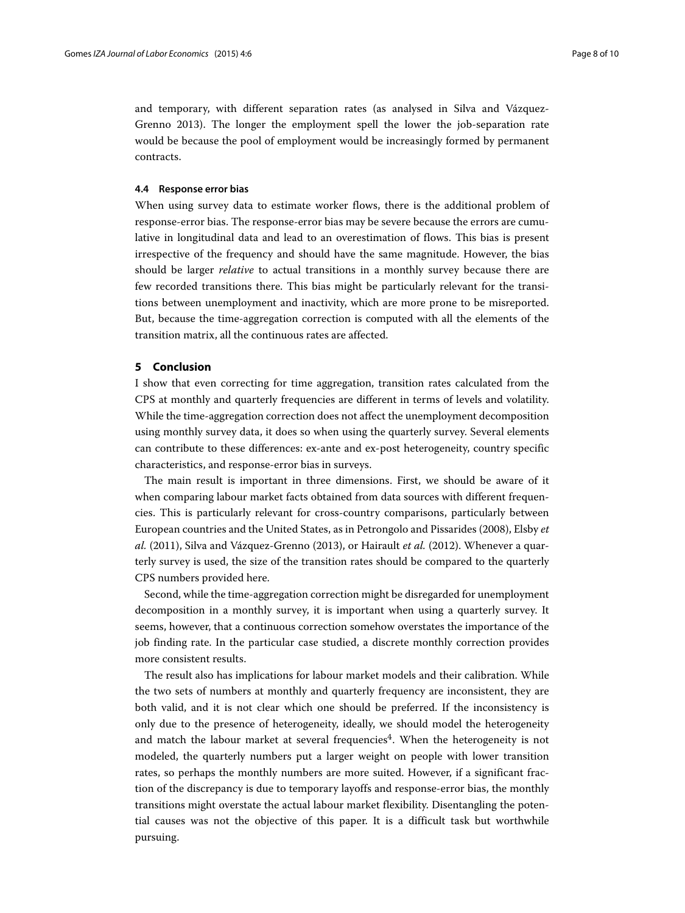and temporary, with different separation rates (as analysed in Silva and Vázquez-Grenno 2013). The longer the employment spell the lower the job-separation rate would be because the pool of employment would be increasingly formed by permanent contracts.

### 4.4 Response error bias

When using survey data to estimate worker flows, there is the additional problem of response-error bias. The response-error bias may be severe because the errors are cumulative in longitudinal data and lead to an overestimation of flows. This bias is present irrespective of the frequency and should have the same magnitude. However, the bias should be larger *relative* to actual transitions in a monthly survey because there are few recorded transitions there. This bias might be particularly relevant for the transitions between unemployment and inactivity, which are more prone to be misreported. But, because the time-aggregation correction is computed with all the elements of the transition matrix, all the continuous rates are affected.

## 5 Conclusion

I show that even correcting for time aggregation, transition rates calculated from the CPS at monthly and quarterly frequencies are different in terms of levels and volatility. While the time-aggregation correction does not affect the unemployment decomposition using monthly survey data, it does so when using the quarterly survey. Several elements can contribute to these differences: ex-ante and ex-post heterogeneity, country specific characteristics, and response-error bias in surveys.

The main result is important in three dimensions. First, we should be aware of it when comparing labour market facts obtained from data sources with different frequencies. This is particularly relevant for cross-country comparisons, particularly between European countries and the United States, as in Petrongolo and Pissarides (2008), Elsby *et al.* (2011), Silva and Vázquez-Grenno (2013), or Hairault *et al.* (2012). Whenever a quarterly survey is used, the size of the transition rates should be compared to the quarterly CPS numbers provided here.

Second, while the time-aggregation correction might be disregarded for unemployment decomposition in a monthly survey, it is important when using a quarterly survey. It seems, however, that a continuous correction somehow overstates the importance of the job finding rate. In the particular case studied, a discrete monthly correction provides more consistent results.

The result also has implications for labour market models and their calibration. While the two sets of numbers at monthly and quarterly frequency are inconsistent, they are both valid, and it is not clear which one should be preferred. If the inconsistency is only due to the presence of heterogeneity, ideally, we should model the heterogeneity and match the labour market at several frequencies[4]. When the heterogeneity is not modeled, the quarterly numbers put a larger weight on people with lower transition rates, so perhaps the monthly numbers are more suited. However, if a significant fraction of the discrepancy is due to temporary layoffs and response-error bias, the monthly transitions might overstate the actual labour market flexibility. Disentangling the potential causes was not the objective of this paper. It is a difficult task but worthwhile pursuing.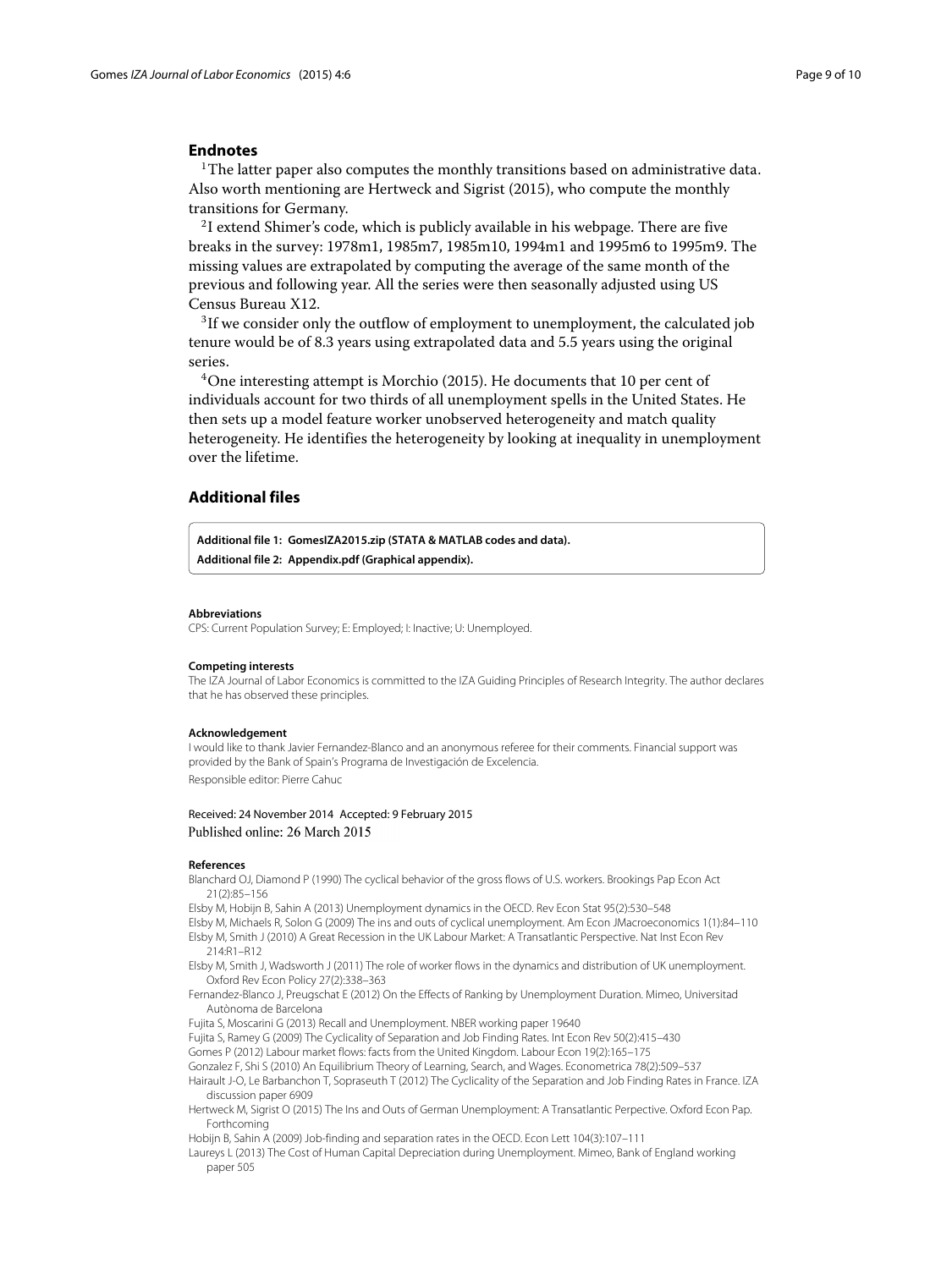## Endnotes

[1]The latter paper also computes the monthly transitions based on administrative data. Also worth mentioning are Hertweck and Sigrist (2015), who compute the monthly transitions for Germany.

[2]I extend Shimer's code, which is publicly available in his webpage. There are five breaks in the survey: 1978m1, 1985m7, 1985m10, 1994m1 and 1995m6 to 1995m9. The missing values are extrapolated by computing the average of the same month of the previous and following year. All the series were then seasonally adjusted using US Census Bureau X12.

[3]If we consider only the outflow of employment to unemployment, the calculated job tenure would be of 8.3 years using extrapolated data and 5.5 years using the original series.

[4]One interesting attempt is Morchio (2015). He documents that 10 per cent of individuals account for two thirds of all unemployment spells in the United States. He then sets up a model feature worker unobserved heterogeneity and match quality heterogeneity. He identifies the heterogeneity by looking at inequality in unemployment over the lifetime.

## Additional files

**Additional file 1: GomesIZA2015.zip (STATA & MATLAB codes and data).**

**Additional file 2: Appendix.pdf (Graphical appendix).**

#### Abbreviations

CPS: Current Population Survey; E: Employed; I: Inactive; U: Unemployed.

#### Competing interests

The IZA Journal of Labor Economics is committed to the IZA Guiding Principles of Research Integrity. The author declares that he has observed these principles.

#### Acknowledgement

I would like to thank Javier Fernandez-Blanco and an anonymous referee for their comments. Financial support was provided by the Bank of Spain's Programa de Investigación de Excelencia.

Responsible editor: Pierre Cahuc

Received: 24 November 2014 Accepted: 9 February 2015
Published online: 26 March 2015

#### References

Blanchard OJ, Diamond P (1990) The cyclical behavior of the gross flows of U.S. workers. Brookings Pap Econ Act 21(2):85–156

Elsby M, Hobijn B, Sahin A (2013) Unemployment dynamics in the OECD. Rev Econ Stat 95(2):530–548

Elsby M, Michaels R, Solon G (2009) The ins and outs of cyclical unemployment. Am Econ JMacroeconomics 1(1):84–110

Elsby M, Smith J (2010) A Great Recession in the UK Labour Market: A Transatlantic Perspective. Nat Inst Econ Rev 214:R1–R12

Elsby M, Smith J, Wadsworth J (2011) The role of worker flows in the dynamics and distribution of UK unemployment. Oxford Rev Econ Policy 27(2):338–363

Fernandez-Blanco J, Preugschat E (2012) On the Effects of Ranking by Unemployment Duration. Mimeo, Universitad Autònoma de Barcelona

Fujita S, Moscarini G (2013) Recall and Unemployment. NBER working paper 19640

Fujita S, Ramey G (2009) The Cyclicality of Separation and Job Finding Rates. Int Econ Rev 50(2):415–430

Gomes P (2012) Labour market flows: facts from the United Kingdom. Labour Econ 19(2):165–175

Gonzalez F, Shi S (2010) An Equilibrium Theory of Learning, Search, and Wages. Econometrica 78(2):509–537

Hairault J-O, Le Barbanchon T, Sopraseuth T (2012) The Cyclicality of the Separation and Job Finding Rates in France. IZA discussion paper 6909

Hertweck M, Sigrist O (2015) The Ins and Outs of German Unemployment: A Transatlantic Perpective. Oxford Econ Pap. Forthcoming

Hobijn B, Sahin A (2009) Job-finding and separation rates in the OECD. Econ Lett 104(3):107–111

Laureys L (2013) The Cost of Human Capital Depreciation during Unemployment. Mimeo, Bank of England working paper 505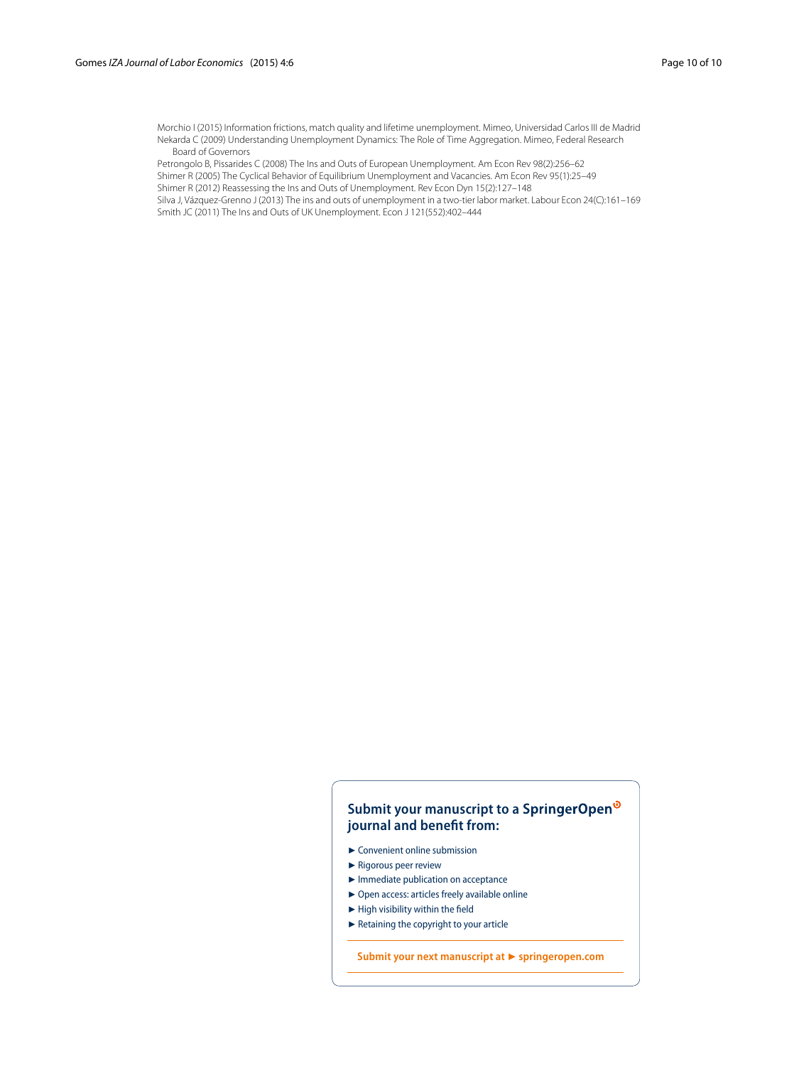Morchio I (2015) Information frictions, match quality and lifetime unemployment. Mimeo, Universidad Carlos III de Madrid

Nekarda C (2009) Understanding Unemployment Dynamics: The Role of Time Aggregation. Mimeo, Federal Research Board of Governors

Petrongolo B, Pissarides C (2008) The Ins and Outs of European Unemployment. Am Econ Rev 98(2):256–62

Shimer R (2005) The Cyclical Behavior of Equilibrium Unemployment and Vacancies. Am Econ Rev 95(1):25–49

Shimer R (2012) Reassessing the Ins and Outs of Unemployment. Rev Econ Dyn 15(2):127–148

Silva J, Vázquez-Grenno J (2013) The ins and outs of unemployment in a two-tier labor market. Labour Econ 24(C):161–169

Smith JC (2011) The Ins and Outs of UK Unemployment. Econ J 121(552):402–444

**Submit your manuscript to a SpringerOpen journal and benefit from:**

- ► Convenient online submission
- ► Rigorous peer review
- ► Immediate publication on acceptance
- ► Open access: articles freely available online
- ► High visibility within the field
- ► Retaining the copyright to your article

**Submit your next manuscript at ► springeropen.com**